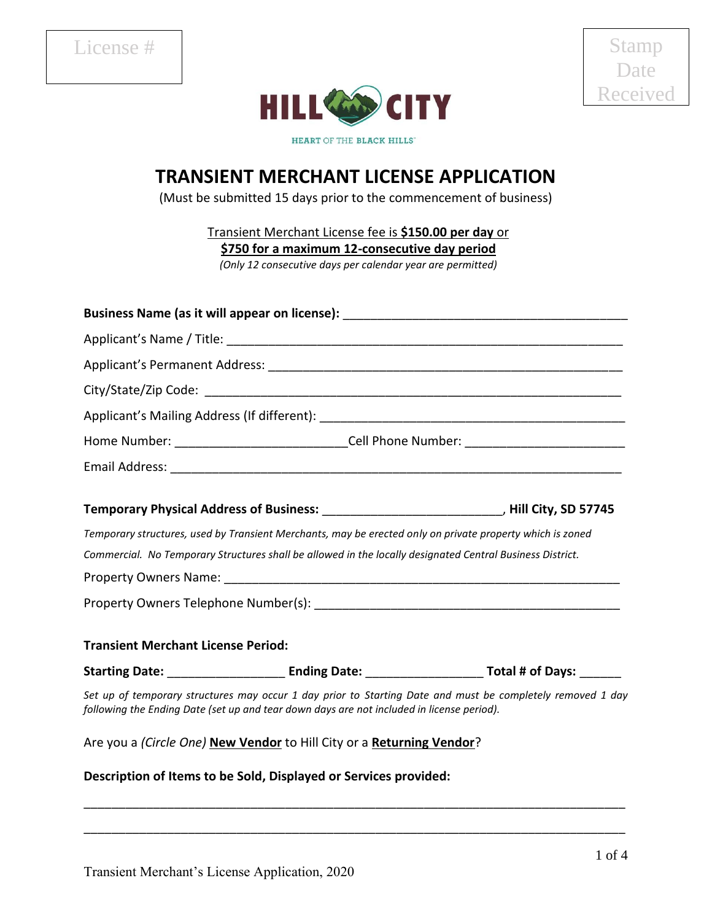License #

Stamp Date Received

HILL CITY

HEART OF THE BLACK HILLS

# TRANSIENT MERCHANT LICENSE APPLICATION

(Must be submitted 15 days prior to the commencement of business)

Transient Merchant License fee is **$150.00 per day** or
**$750 for a maximum 12-consecutive day period**
*(Only 12 consecutive days per calendar year are permitted)*

**Business Name (as it will appear on license):** ___________________________________________

Applicant's Name / Title: ___________________________________________________________

Applicant's Permanent Address: _____________________________________________________

City/State/Zip Code: ______________________________________________________________

Applicant's Mailing Address (If different): ____________________________________________

Home Number: ________________________Cell Phone Number: _______________________

Email Address: __________________________________________________________________

**Temporary Physical Address of Business:** __________________________, **Hill City, SD 57745**

*Temporary structures, used by Transient Merchants, may be erected only on private property which is zoned Commercial. No Temporary Structures shall be allowed in the locally designated Central Business District.*

Property Owners Name: ____________________________________________________________

Property Owners Telephone Number(s): _____________________________________________

**Transient Merchant License Period:**

**Starting Date:** _________________ **Ending Date:** _________________ **Total # of Days:** ______

*Set up of temporary structures may occur 1 day prior to Starting Date and must be completely removed 1 day following the Ending Date (set up and tear down days are not included in license period).*

Are you a *(Circle One)* **New Vendor** to Hill City or a **Returning Vendor**?

**Description of Items to be Sold, Displayed or Services provided:**

______________________________________________________________________________

______________________________________________________________________________

Transient Merchant's License Application, 2020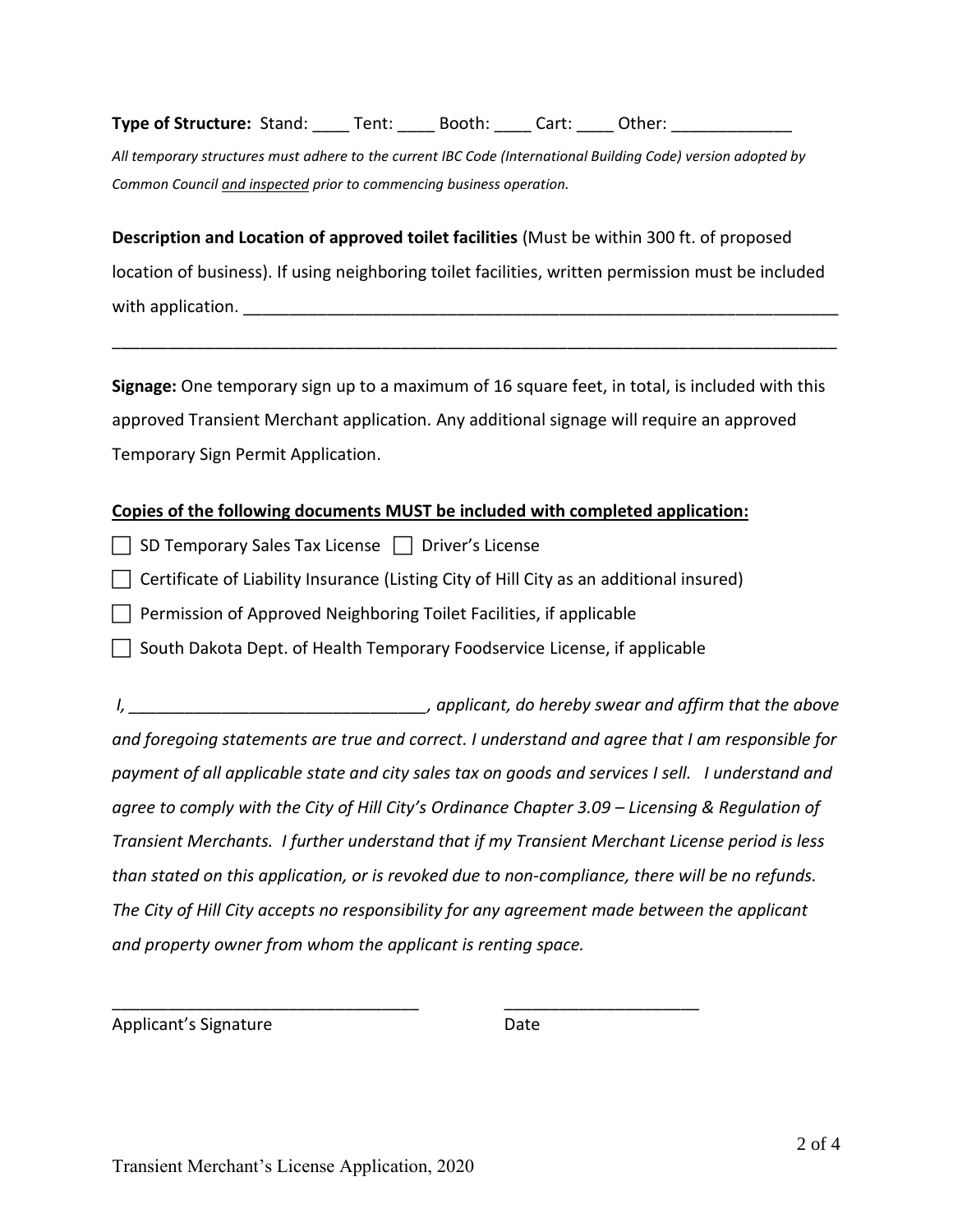**Type of Structure:** Stand: ____ Tent: ____ Booth: ____ Cart: ____ Other: _____________

*All temporary structures must adhere to the current IBC Code (International Building Code) version adopted by Common Council and inspected prior to commencing business operation.*

**Description and Location of approved toilet facilities** (Must be within 300 ft. of proposed location of business). If using neighboring toilet facilities, written permission must be included with application. ___________________________________________________________________

_____________________________________________________________________________

**Signage:** One temporary sign up to a maximum of 16 square feet, in total, is included with this approved Transient Merchant application. Any additional signage will require an approved Temporary Sign Permit Application.

**Copies of the following documents MUST be included with completed application:**

- ☐ SD Temporary Sales Tax License ☐ Driver's License
- ☐ Certificate of Liability Insurance (Listing City of Hill City as an additional insured)
- ☐ Permission of Approved Neighboring Toilet Facilities, if applicable
- ☐ South Dakota Dept. of Health Temporary Foodservice License, if applicable

*I, ________________________________, applicant, do hereby swear and affirm that the above and foregoing statements are true and correct. I understand and agree that I am responsible for payment of all applicable state and city sales tax on goods and services I sell. I understand and agree to comply with the City of Hill City's Ordinance Chapter 3.09 – Licensing & Regulation of Transient Merchants. I further understand that if my Transient Merchant License period is less than stated on this application, or is revoked due to non-compliance, there will be no refunds. The City of Hill City accepts no responsibility for any agreement made between the applicant and property owner from whom the applicant is renting space.*

_________________________________ _____________________

Applicant's Signature Date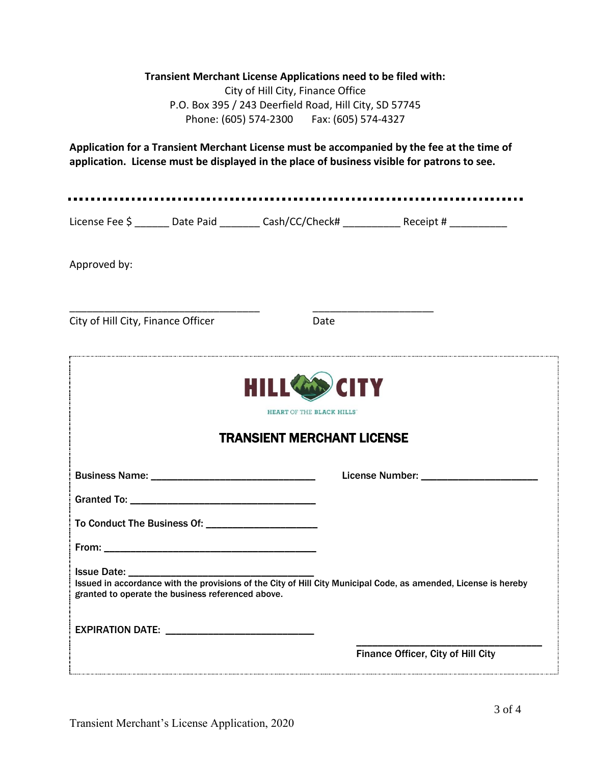**Transient Merchant License Applications need to be filed with:**
City of Hill City, Finance Office
P.O. Box 395 / 243 Deerfield Road, Hill City, SD 57745
Phone: (605) 574-2300 Fax: (605) 574-4327

**Application for a Transient Merchant License must be accompanied by the fee at the time of application. License must be displayed in the place of business visible for patrons to see.**

---

License Fee $ ______ Date Paid _______ Cash/CC/Check# __________ Receipt # __________

Approved by:

__________________________________ ______________________
City of Hill City, Finance Officer Date

---

HILL CITY

HEART OF THE BLACK HILLS

## TRANSIENT MERCHANT LICENSE

**Business Name:** ______________________________ **License Number:** ____________________

**Granted To:** __________________________________

**To Conduct The Business Of:** ___________________

**From:** _______________________________________

**Issue Date:** _________________________________

**Issued in accordance with the provisions of the City of Hill City Municipal Code, as amended, License is hereby granted to operate the business referenced above.**

**EXPIRATION DATE:** __________________________

___________________________________
**Finance Officer, City of Hill City**

Transient Merchant's License Application, 2020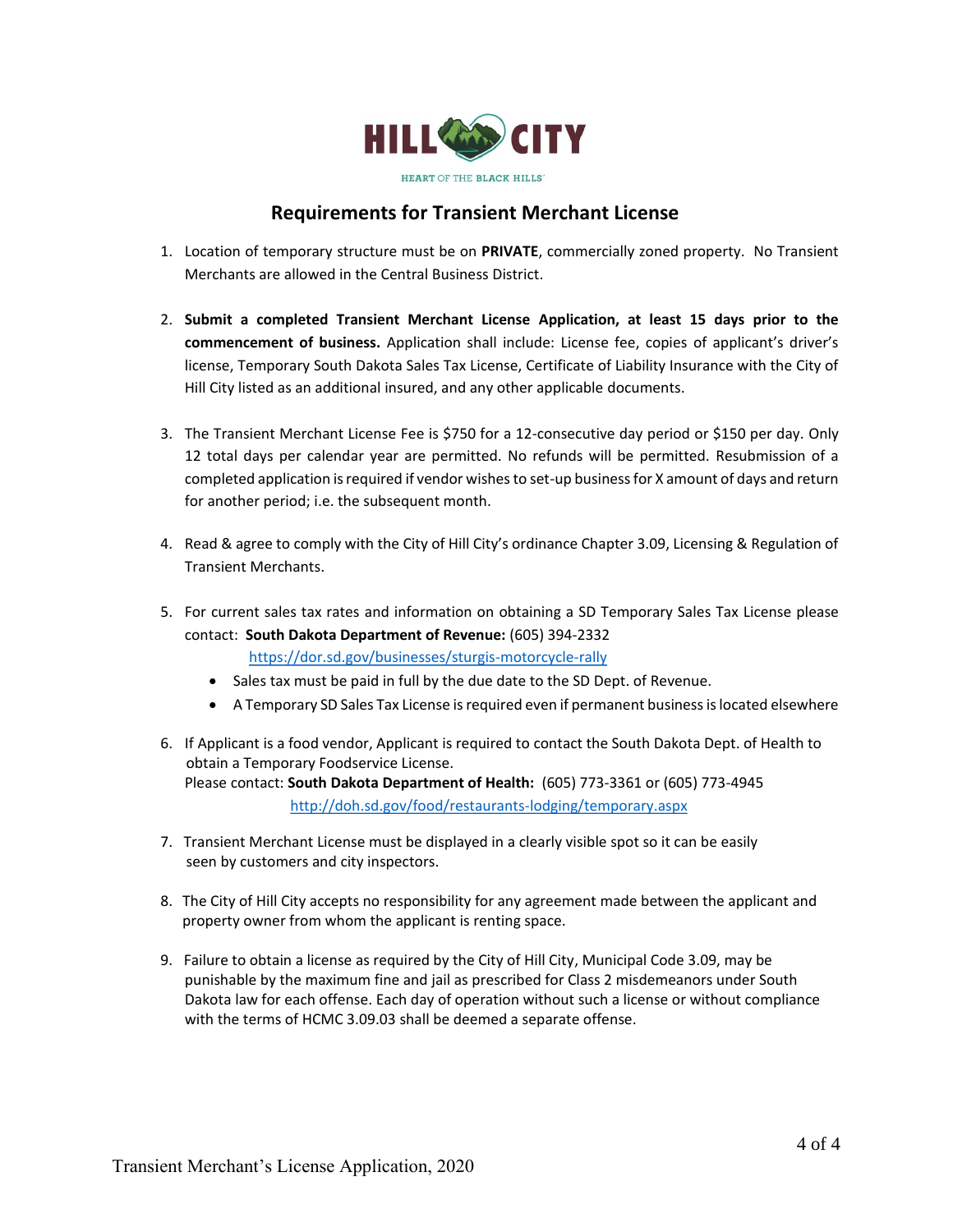HILL CITY

HEART OF THE BLACK HILLS

## Requirements for Transient Merchant License

1. Location of temporary structure must be on **PRIVATE**, commercially zoned property. No Transient Merchants are allowed in the Central Business District.

2. **Submit a completed Transient Merchant License Application, at least 15 days prior to the commencement of business.** Application shall include: License fee, copies of applicant's driver's license, Temporary South Dakota Sales Tax License, Certificate of Liability Insurance with the City of Hill City listed as an additional insured, and any other applicable documents.

3. The Transient Merchant License Fee is $750 for a 12-consecutive day period or $150 per day. Only 12 total days per calendar year are permitted. No refunds will be permitted. Resubmission of a completed application is required if vendor wishes to set-up business for X amount of days and return for another period; i.e. the subsequent month.

4. Read & agree to comply with the City of Hill City's ordinance Chapter 3.09, Licensing & Regulation of Transient Merchants.

5. For current sales tax rates and information on obtaining a SD Temporary Sales Tax License please contact: **South Dakota Department of Revenue:** (605) 394-2332
   https://dor.sd.gov/businesses/sturgis-motorcycle-rally
   - Sales tax must be paid in full by the due date to the SD Dept. of Revenue.
   - A Temporary SD Sales Tax License is required even if permanent business is located elsewhere

6. If Applicant is a food vendor, Applicant is required to contact the South Dakota Dept. of Health to obtain a Temporary Foodservice License.
   Please contact: **South Dakota Department of Health:** (605) 773-3361 or (605) 773-4945
   http://doh.sd.gov/food/restaurants-lodging/temporary.aspx

7. Transient Merchant License must be displayed in a clearly visible spot so it can be easily seen by customers and city inspectors.

8. The City of Hill City accepts no responsibility for any agreement made between the applicant and property owner from whom the applicant is renting space.

9. Failure to obtain a license as required by the City of Hill City, Municipal Code 3.09, may be punishable by the maximum fine and jail as prescribed for Class 2 misdemeanors under South Dakota law for each offense. Each day of operation without such a license or without compliance with the terms of HCMC 3.09.03 shall be deemed a separate offense.